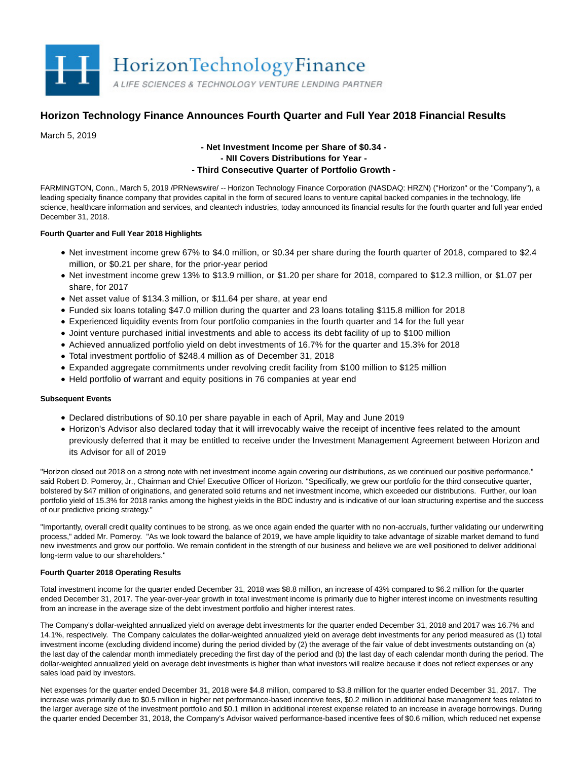Horizon Technology Finance

A LIFE SCIENCES & TECHNOLOGY VENTURE LENDING PARTNER

# Horizon Technology Finance Announces Fourth Quarter and Full Year 2018 Financial Results

March 5, 2019

**- Net Investment Income per Share of $0.34 -**
**- NII Covers Distributions for Year -**
**- Third Consecutive Quarter of Portfolio Growth -**

FARMINGTON, Conn., March 5, 2019 /PRNewswire/ -- Horizon Technology Finance Corporation (NASDAQ: HRZN) ("Horizon" or the "Company"), a leading specialty finance company that provides capital in the form of secured loans to venture capital backed companies in the technology, life science, healthcare information and services, and cleantech industries, today announced its financial results for the fourth quarter and full year ended December 31, 2018.

**Fourth Quarter and Full Year 2018 Highlights**

- Net investment income grew 67% to $4.0 million, or $0.34 per share during the fourth quarter of 2018, compared to $2.4 million, or $0.21 per share, for the prior-year period
- Net investment income grew 13% to $13.9 million, or $1.20 per share for 2018, compared to $12.3 million, or $1.07 per share, for 2017
- Net asset value of $134.3 million, or $11.64 per share, at year end
- Funded six loans totaling $47.0 million during the quarter and 23 loans totaling $115.8 million for 2018
- Experienced liquidity events from four portfolio companies in the fourth quarter and 14 for the full year
- Joint venture purchased initial investments and able to access its debt facility of up to $100 million
- Achieved annualized portfolio yield on debt investments of 16.7% for the quarter and 15.3% for 2018
- Total investment portfolio of $248.4 million as of December 31, 2018
- Expanded aggregate commitments under revolving credit facility from $100 million to $125 million
- Held portfolio of warrant and equity positions in 76 companies at year end

**Subsequent Events**

- Declared distributions of $0.10 per share payable in each of April, May and June 2019
- Horizon's Advisor also declared today that it will irrevocably waive the receipt of incentive fees related to the amount previously deferred that it may be entitled to receive under the Investment Management Agreement between Horizon and its Advisor for all of 2019

"Horizon closed out 2018 on a strong note with net investment income again covering our distributions, as we continued our positive performance," said Robert D. Pomeroy, Jr., Chairman and Chief Executive Officer of Horizon. "Specifically, we grew our portfolio for the third consecutive quarter, bolstered by $47 million of originations, and generated solid returns and net investment income, which exceeded our distributions. Further, our loan portfolio yield of 15.3% for 2018 ranks among the highest yields in the BDC industry and is indicative of our loan structuring expertise and the success of our predictive pricing strategy."

"Importantly, overall credit quality continues to be strong, as we once again ended the quarter with no non-accruals, further validating our underwriting process," added Mr. Pomeroy. "As we look toward the balance of 2019, we have ample liquidity to take advantage of sizable market demand to fund new investments and grow our portfolio. We remain confident in the strength of our business and believe we are well positioned to deliver additional long-term value to our shareholders."

**Fourth Quarter 2018 Operating Results**

Total investment income for the quarter ended December 31, 2018 was $8.8 million, an increase of 43% compared to $6.2 million for the quarter ended December 31, 2017. The year-over-year growth in total investment income is primarily due to higher interest income on investments resulting from an increase in the average size of the debt investment portfolio and higher interest rates.

The Company's dollar-weighted annualized yield on average debt investments for the quarter ended December 31, 2018 and 2017 was 16.7% and 14.1%, respectively. The Company calculates the dollar-weighted annualized yield on average debt investments for any period measured as (1) total investment income (excluding dividend income) during the period divided by (2) the average of the fair value of debt investments outstanding on (a) the last day of the calendar month immediately preceding the first day of the period and (b) the last day of each calendar month during the period. The dollar-weighted annualized yield on average debt investments is higher than what investors will realize because it does not reflect expenses or any sales load paid by investors.

Net expenses for the quarter ended December 31, 2018 were $4.8 million, compared to $3.8 million for the quarter ended December 31, 2017. The increase was primarily due to $0.5 million in higher net performance-based incentive fees, $0.2 million in additional base management fees related to the larger average size of the investment portfolio and $0.1 million in additional interest expense related to an increase in average borrowings. During the quarter ended December 31, 2018, the Company's Advisor waived performance-based incentive fees of $0.6 million, which reduced net expense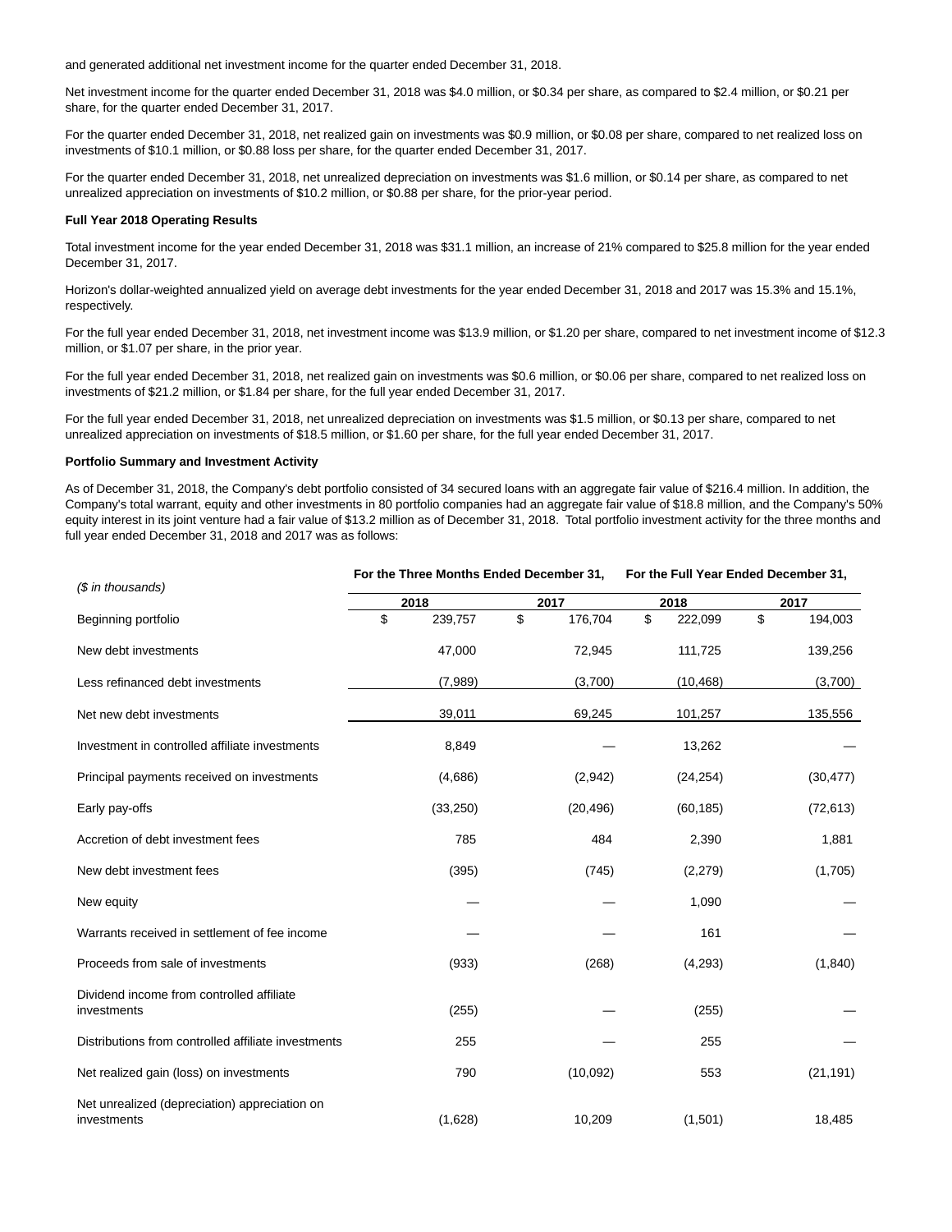and generated additional net investment income for the quarter ended December 31, 2018.

Net investment income for the quarter ended December 31, 2018 was $4.0 million, or $0.34 per share, as compared to $2.4 million, or $0.21 per share, for the quarter ended December 31, 2017.

For the quarter ended December 31, 2018, net realized gain on investments was $0.9 million, or $0.08 per share, compared to net realized loss on investments of $10.1 million, or $0.88 loss per share, for the quarter ended December 31, 2017.

For the quarter ended December 31, 2018, net unrealized depreciation on investments was $1.6 million, or $0.14 per share, as compared to net unrealized appreciation on investments of $10.2 million, or $0.88 per share, for the prior-year period.

**Full Year 2018 Operating Results**

Total investment income for the year ended December 31, 2018 was $31.1 million, an increase of 21% compared to $25.8 million for the year ended December 31, 2017.

Horizon's dollar-weighted annualized yield on average debt investments for the year ended December 31, 2018 and 2017 was 15.3% and 15.1%, respectively.

For the full year ended December 31, 2018, net investment income was $13.9 million, or $1.20 per share, compared to net investment income of $12.3 million, or $1.07 per share, in the prior year.

For the full year ended December 31, 2018, net realized gain on investments was $0.6 million, or $0.06 per share, compared to net realized loss on investments of $21.2 million, or $1.84 per share, for the full year ended December 31, 2017.

For the full year ended December 31, 2018, net unrealized depreciation on investments was $1.5 million, or $0.13 per share, compared to net unrealized appreciation on investments of $18.5 million, or $1.60 per share, for the full year ended December 31, 2017.

**Portfolio Summary and Investment Activity**

As of December 31, 2018, the Company's debt portfolio consisted of 34 secured loans with an aggregate fair value of $216.4 million. In addition, the Company's total warrant, equity and other investments in 80 portfolio companies had an aggregate fair value of $18.8 million, and the Company's 50% equity interest in its joint venture had a fair value of $13.2 million as of December 31, 2018. Total portfolio investment activity for the three months and full year ended December 31, 2018 and 2017 was as follows:

| *($ in thousands)* | For the Three Months Ended December 31, | | For the Full Year Ended December 31, | |
|---|---|---|---|---|
| | 2018 | 2017 | 2018 | 2017 |
| Beginning portfolio | $ 239,757 | $ 176,704 | $ 222,099 | $ 194,003 |
| New debt investments | 47,000 | 72,945 | 111,725 | 139,256 |
| Less refinanced debt investments | (7,989) | (3,700) | (10,468) | (3,700) |
| Net new debt investments | 39,011 | 69,245 | 101,257 | 135,556 |
| Investment in controlled affiliate investments | 8,849 | — | 13,262 | — |
| Principal payments received on investments | (4,686) | (2,942) | (24,254) | (30,477) |
| Early pay-offs | (33,250) | (20,496) | (60,185) | (72,613) |
| Accretion of debt investment fees | 785 | 484 | 2,390 | 1,881 |
| New debt investment fees | (395) | (745) | (2,279) | (1,705) |
| New equity | — | — | 1,090 | — |
| Warrants received in settlement of fee income | — | — | 161 | — |
| Proceeds from sale of investments | (933) | (268) | (4,293) | (1,840) |
| Dividend income from controlled affiliate investments | (255) | — | (255) | — |
| Distributions from controlled affiliate investments | 255 | — | 255 | — |
| Net realized gain (loss) on investments | 790 | (10,092) | 553 | (21,191) |
| Net unrealized (depreciation) appreciation on investments | (1,628) | 10,209 | (1,501) | 18,485 |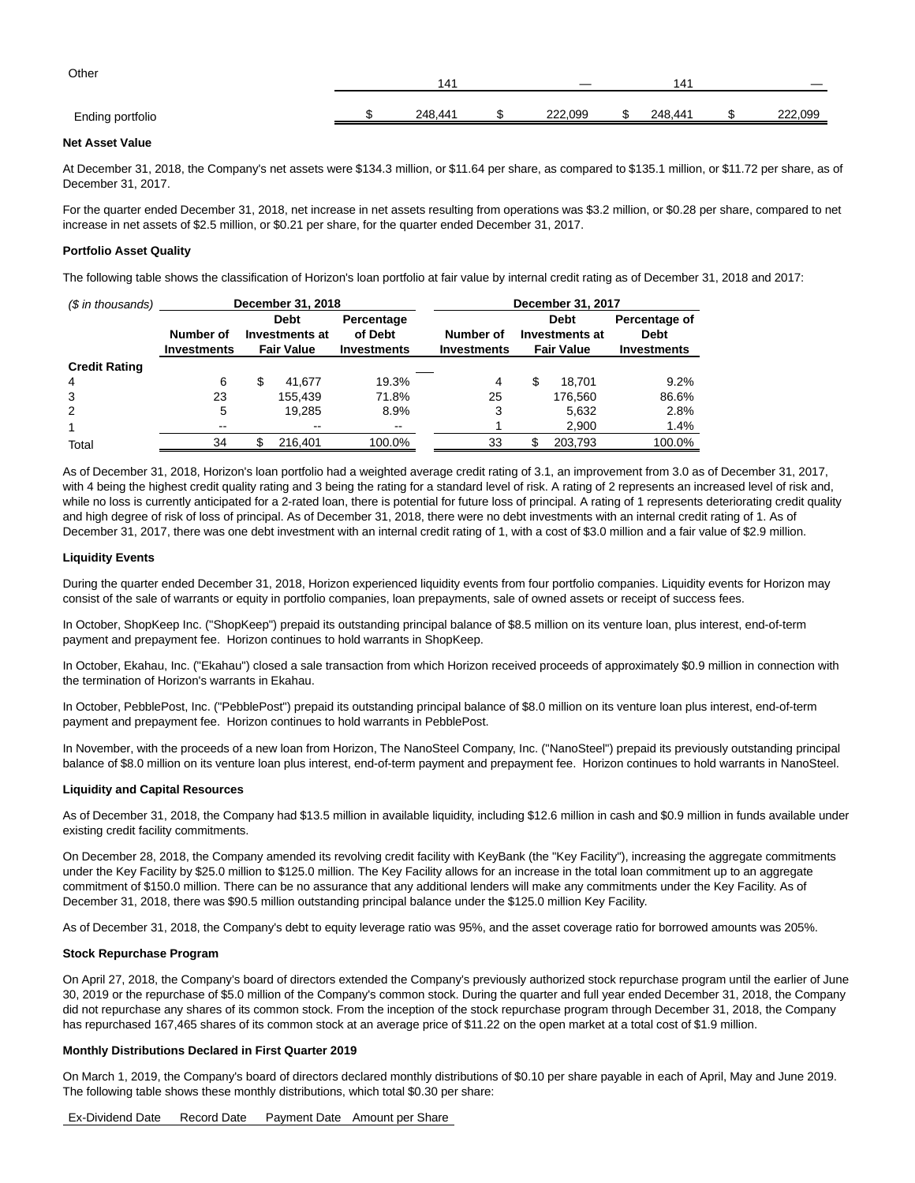| | | | | |
|---|---|---|---|---|
| Other | 141 | — | 141 | — |
| Ending portfolio | $ 248,441 | $ 222,099 | $ 248,441 | $ 222,099 |

**Net Asset Value**

At December 31, 2018, the Company's net assets were $134.3 million, or $11.64 per share, as compared to $135.1 million, or $11.72 per share, as of December 31, 2017.

For the quarter ended December 31, 2018, net increase in net assets resulting from operations was $3.2 million, or $0.28 per share, compared to net increase in net assets of $2.5 million, or $0.21 per share, for the quarter ended December 31, 2017.

**Portfolio Asset Quality**

The following table shows the classification of Horizon's loan portfolio at fair value by internal credit rating as of December 31, 2018 and 2017:

| *($ in thousands)* | December 31, 2018 | | | December 31, 2017 | | |
|---|---|---|---|---|---|---|
| | Number of Investments | Debt Investments at Fair Value | Percentage of Debt Investments | Number of Investments | Debt Investments at Fair Value | Percentage of Debt Investments |
| **Credit Rating** | | | | | | |
| 4 | 6 | $ 41,677 | 19.3% | 4 | $ 18,701 | 9.2% |
| 3 | 23 | 155,439 | 71.8% | 25 | 176,560 | 86.6% |
| 2 | 5 | 19,285 | 8.9% | 3 | 5,632 | 2.8% |
| 1 | -- | -- | -- | 1 | 2,900 | 1.4% |
| Total | 34 | $ 216,401 | 100.0% | 33 | $ 203,793 | 100.0% |

As of December 31, 2018, Horizon's loan portfolio had a weighted average credit rating of 3.1, an improvement from 3.0 as of December 31, 2017, with 4 being the highest credit quality rating and 3 being the rating for a standard level of risk. A rating of 2 represents an increased level of risk and, while no loss is currently anticipated for a 2-rated loan, there is potential for future loss of principal. A rating of 1 represents deteriorating credit quality and high degree of risk of loss of principal. As of December 31, 2018, there were no debt investments with an internal credit rating of 1. As of December 31, 2017, there was one debt investment with an internal credit rating of 1, with a cost of $3.0 million and a fair value of $2.9 million.

**Liquidity Events**

During the quarter ended December 31, 2018, Horizon experienced liquidity events from four portfolio companies. Liquidity events for Horizon may consist of the sale of warrants or equity in portfolio companies, loan prepayments, sale of owned assets or receipt of success fees.

In October, ShopKeep Inc. ("ShopKeep") prepaid its outstanding principal balance of $8.5 million on its venture loan, plus interest, end-of-term payment and prepayment fee. Horizon continues to hold warrants in ShopKeep.

In October, Ekahau, Inc. ("Ekahau") closed a sale transaction from which Horizon received proceeds of approximately $0.9 million in connection with the termination of Horizon's warrants in Ekahau.

In October, PebblePost, Inc. ("PebblePost") prepaid its outstanding principal balance of $8.0 million on its venture loan plus interest, end-of-term payment and prepayment fee. Horizon continues to hold warrants in PebblePost.

In November, with the proceeds of a new loan from Horizon, The NanoSteel Company, Inc. ("NanoSteel") prepaid its previously outstanding principal balance of $8.0 million on its venture loan plus interest, end-of-term payment and prepayment fee. Horizon continues to hold warrants in NanoSteel.

**Liquidity and Capital Resources**

As of December 31, 2018, the Company had $13.5 million in available liquidity, including $12.6 million in cash and $0.9 million in funds available under existing credit facility commitments.

On December 28, 2018, the Company amended its revolving credit facility with KeyBank (the "Key Facility"), increasing the aggregate commitments under the Key Facility by $25.0 million to $125.0 million. The Key Facility allows for an increase in the total loan commitment up to an aggregate commitment of $150.0 million. There can be no assurance that any additional lenders will make any commitments under the Key Facility. As of December 31, 2018, there was $90.5 million outstanding principal balance under the $125.0 million Key Facility.

As of December 31, 2018, the Company's debt to equity leverage ratio was 95%, and the asset coverage ratio for borrowed amounts was 205%.

**Stock Repurchase Program**

On April 27, 2018, the Company's board of directors extended the Company's previously authorized stock repurchase program until the earlier of June 30, 2019 or the repurchase of $5.0 million of the Company's common stock. During the quarter and full year ended December 31, 2018, the Company did not repurchase any shares of its common stock. From the inception of the stock repurchase program through December 31, 2018, the Company has repurchased 167,465 shares of its common stock at an average price of $11.22 on the open market at a total cost of $1.9 million.

**Monthly Distributions Declared in First Quarter 2019**

On March 1, 2019, the Company's board of directors declared monthly distributions of $0.10 per share payable in each of April, May and June 2019. The following table shows these monthly distributions, which total $0.30 per share:

| Ex-Dividend Date | Record Date | Payment Date | Amount per Share |
|---|---|---|---|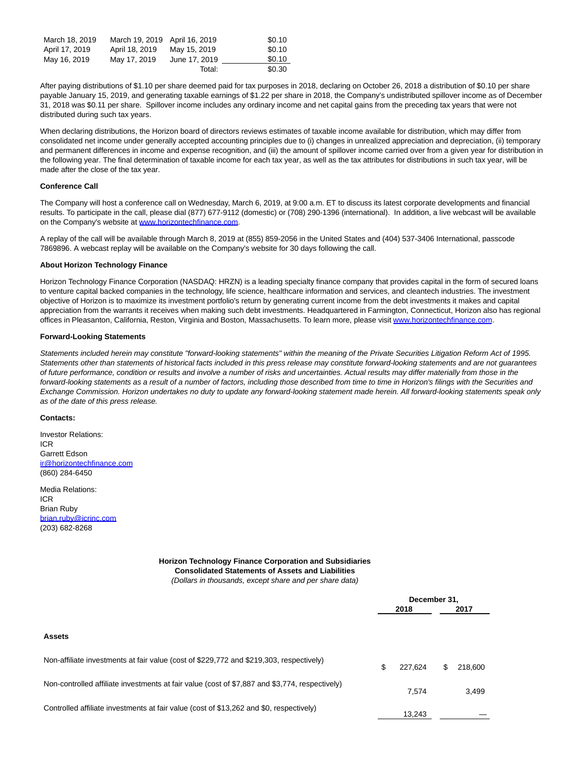| | | | |
|---|---|---|---|
| March 18, 2019 | March 19, 2019 | April 16, 2019 | $0.10 |
| April 17, 2019 | April 18, 2019 | May 15, 2019 | $0.10 |
| May 16, 2019 | May 17, 2019 | June 17, 2019 | $0.10 |
| | | Total: | $0.30 |

After paying distributions of $1.10 per share deemed paid for tax purposes in 2018, declaring on October 26, 2018 a distribution of $0.10 per share payable January 15, 2019, and generating taxable earnings of $1.22 per share in 2018, the Company's undistributed spillover income as of December 31, 2018 was $0.11 per share. Spillover income includes any ordinary income and net capital gains from the preceding tax years that were not distributed during such tax years.

When declaring distributions, the Horizon board of directors reviews estimates of taxable income available for distribution, which may differ from consolidated net income under generally accepted accounting principles due to (i) changes in unrealized appreciation and depreciation, (ii) temporary and permanent differences in income and expense recognition, and (iii) the amount of spillover income carried over from a given year for distribution in the following year. The final determination of taxable income for each tax year, as well as the tax attributes for distributions in such tax year, will be made after the close of the tax year.

**Conference Call**

The Company will host a conference call on Wednesday, March 6, 2019, at 9:00 a.m. ET to discuss its latest corporate developments and financial results. To participate in the call, please dial (877) 677-9112 (domestic) or (708) 290-1396 (international). In addition, a live webcast will be available on the Company's website at www.horizontechfinance.com.

A replay of the call will be available through March 8, 2019 at (855) 859-2056 in the United States and (404) 537-3406 International, passcode 7869896. A webcast replay will be available on the Company's website for 30 days following the call.

**About Horizon Technology Finance**

Horizon Technology Finance Corporation (NASDAQ: HRZN) is a leading specialty finance company that provides capital in the form of secured loans to venture capital backed companies in the technology, life science, healthcare information and services, and cleantech industries. The investment objective of Horizon is to maximize its investment portfolio's return by generating current income from the debt investments it makes and capital appreciation from the warrants it receives when making such debt investments. Headquartered in Farmington, Connecticut, Horizon also has regional offices in Pleasanton, California, Reston, Virginia and Boston, Massachusetts. To learn more, please visit www.horizontechfinance.com.

**Forward-Looking Statements**

*Statements included herein may constitute "forward-looking statements" within the meaning of the Private Securities Litigation Reform Act of 1995. Statements other than statements of historical facts included in this press release may constitute forward-looking statements and are not guarantees of future performance, condition or results and involve a number of risks and uncertainties. Actual results may differ materially from those in the forward-looking statements as a result of a number of factors, including those described from time to time in Horizon's filings with the Securities and Exchange Commission. Horizon undertakes no duty to update any forward-looking statement made herein. All forward-looking statements speak only as of the date of this press release.*

**Contacts:**

Investor Relations:
ICR
Garrett Edson
ir@horizontechfinance.com
(860) 284-6450

Media Relations:
ICR
Brian Ruby
brian.ruby@icrinc.com
(203) 682-8268

**Horizon Technology Finance Corporation and Subsidiaries**
**Consolidated Statements of Assets and Liabilities**
*(Dollars in thousands, except share and per share data)*

| | December 31, 2018 | December 31, 2017 |
|---|---|---|
| **Assets** | | |
| Non-affiliate investments at fair value (cost of $229,772 and $219,303, respectively) | $ 227,624 | $ 218,600 |
| Non-controlled affiliate investments at fair value (cost of $7,887 and $3,774, respectively) | 7,574 | 3,499 |
| Controlled affiliate investments at fair value (cost of $13,262 and $0, respectively) | 13,243 | — |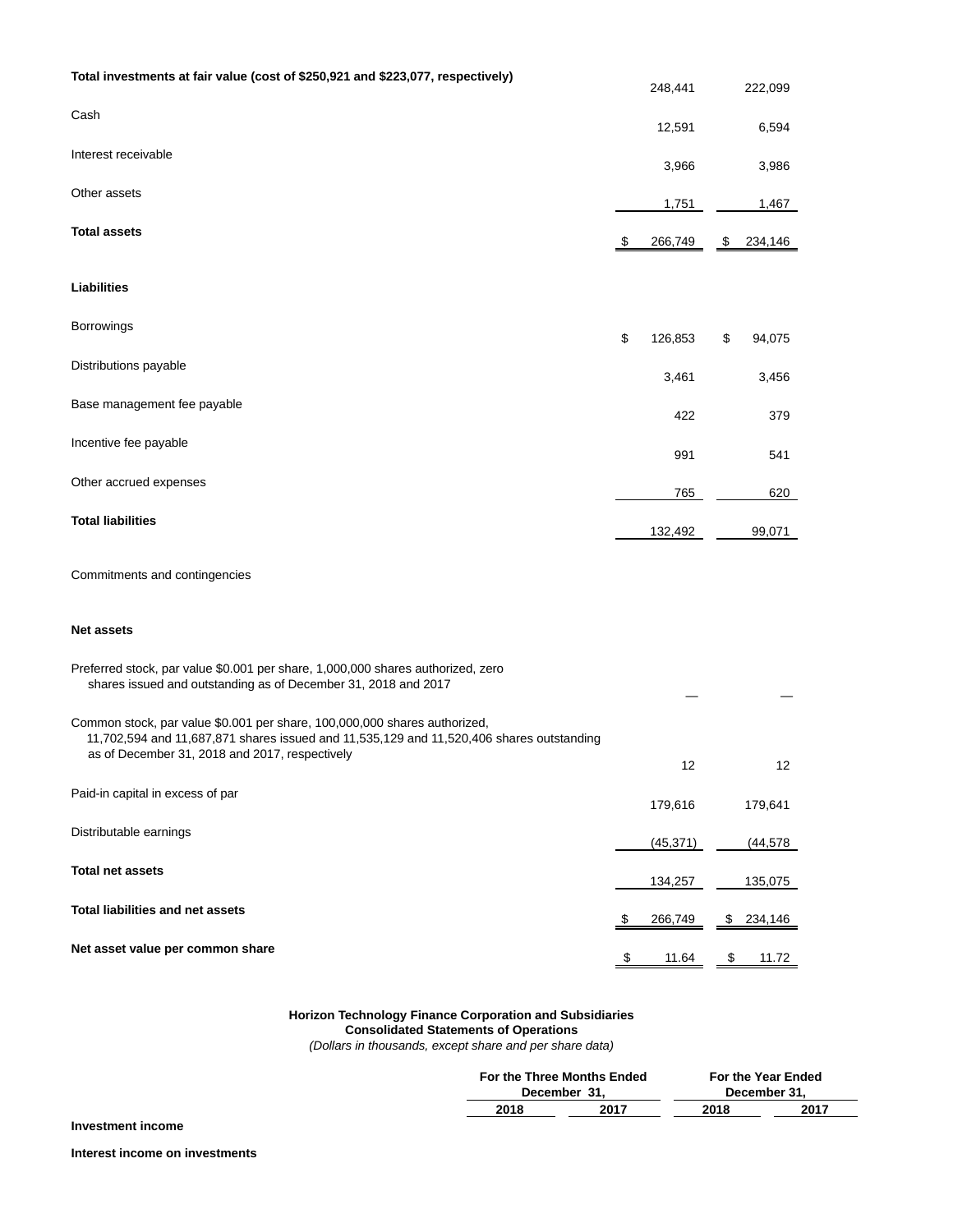| | 2018 | 2017 |
|---|---|---|
| **Total investments at fair value (cost of $250,921 and $223,077, respectively)** | 248,441 | 222,099 |
| Cash | 12,591 | 6,594 |
| Interest receivable | 3,966 | 3,986 |
| Other assets | 1,751 | 1,467 |
| **Total assets** | $ 266,749 | $ 234,146 |
| **Liabilities** | | |
| Borrowings | $ 126,853 | $ 94,075 |
| Distributions payable | 3,461 | 3,456 |
| Base management fee payable | 422 | 379 |
| Incentive fee payable | 991 | 541 |
| Other accrued expenses | 765 | 620 |
| **Total liabilities** | 132,492 | 99,071 |
| Commitments and contingencies | | |
| **Net assets** | | |
| Preferred stock, par value $0.001 per share, 1,000,000 shares authorized, zero shares issued and outstanding as of December 31, 2018 and 2017 | — | — |
| Common stock, par value $0.001 per share, 100,000,000 shares authorized, 11,702,594 and 11,687,871 shares issued and 11,535,129 and 11,520,406 shares outstanding as of December 31, 2018 and 2017, respectively | 12 | 12 |
| Paid-in capital in excess of par | 179,616 | 179,641 |
| Distributable earnings | (45,371) | (44,578 |
| **Total net assets** | 134,257 | 135,075 |
| **Total liabilities and net assets** | $ 266,749 | $ 234,146 |
| **Net asset value per common share** | $ 11.64 | $ 11.72 |

**Horizon Technology Finance Corporation and Subsidiaries**
**Consolidated Statements of Operations**
*(Dollars in thousands, except share and per share data)*

| | For the Three Months Ended December 31, | | For the Year Ended December 31, | |
|---|---|---|---|---|
| | **2018** | **2017** | **2018** | **2017** |
| **Investment income** | | | | |
| **Interest income on investments** | | | | |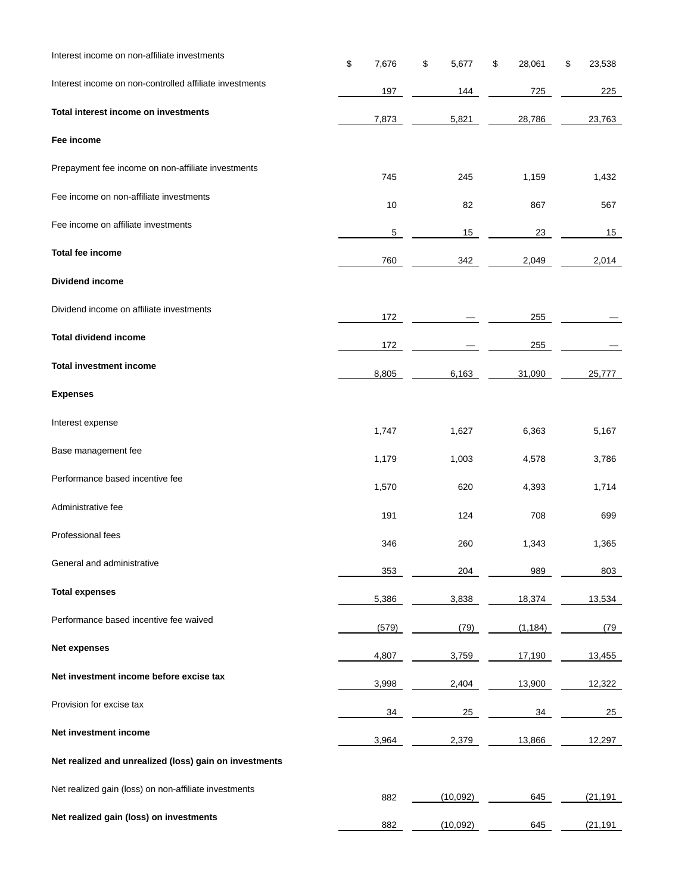| | | | | |
|---|---|---|---|---|
| Interest income on non-affiliate investments | $ 7,676 | $ 5,677 | $ 28,061 | $ 23,538 |
| Interest income on non-controlled affiliate investments | 197 | 144 | 725 | 225 |
| **Total interest income on investments** | 7,873 | 5,821 | 28,786 | 23,763 |
| **Fee income** | | | | |
| Prepayment fee income on non-affiliate investments | 745 | 245 | 1,159 | 1,432 |
| Fee income on non-affiliate investments | 10 | 82 | 867 | 567 |
| Fee income on affiliate investments | 5 | 15 | 23 | 15 |
| **Total fee income** | 760 | 342 | 2,049 | 2,014 |
| **Dividend income** | | | | |
| Dividend income on affiliate investments | 172 | — | 255 | — |
| **Total dividend income** | 172 | — | 255 | — |
| **Total investment income** | 8,805 | 6,163 | 31,090 | 25,777 |
| **Expenses** | | | | |
| Interest expense | 1,747 | 1,627 | 6,363 | 5,167 |
| Base management fee | 1,179 | 1,003 | 4,578 | 3,786 |
| Performance based incentive fee | 1,570 | 620 | 4,393 | 1,714 |
| Administrative fee | 191 | 124 | 708 | 699 |
| Professional fees | 346 | 260 | 1,343 | 1,365 |
| General and administrative | 353 | 204 | 989 | 803 |
| **Total expenses** | 5,386 | 3,838 | 18,374 | 13,534 |
| Performance based incentive fee waived | (579) | (79) | (1,184) | (79 |
| **Net expenses** | 4,807 | 3,759 | 17,190 | 13,455 |
| **Net investment income before excise tax** | 3,998 | 2,404 | 13,900 | 12,322 |
| Provision for excise tax | 34 | 25 | 34 | 25 |
| **Net investment income** | 3,964 | 2,379 | 13,866 | 12,297 |
| **Net realized and unrealized (loss) gain on investments** | | | | |
| Net realized gain (loss) on non-affiliate investments | 882 | (10,092) | 645 | (21,191 |
| **Net realized gain (loss) on investments** | 882 | (10,092) | 645 | (21,191 |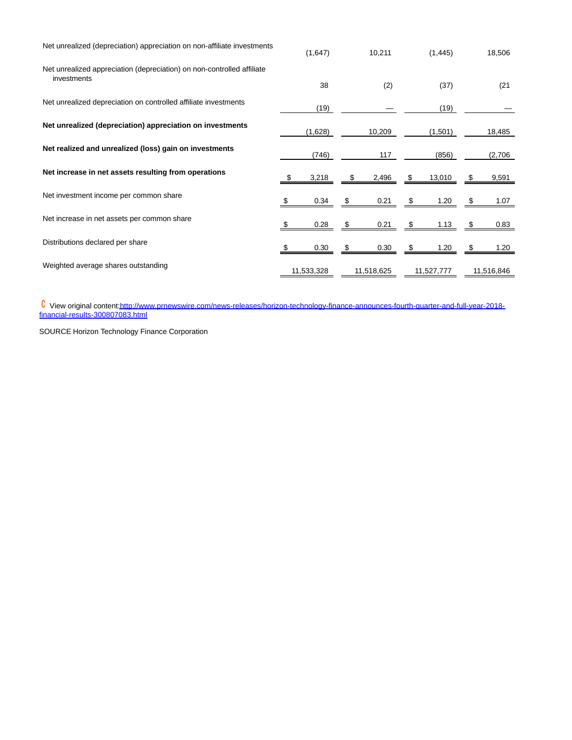| | | | | |
|---|---|---|---|---|
| Net unrealized (depreciation) appreciation on non-affiliate investments | (1,647) | 10,211 | (1,445) | 18,506 |
| Net unrealized appreciation (depreciation) on non-controlled affiliate investments | 38 | (2) | (37) | (21 |
| Net unrealized depreciation on controlled affiliate investments | (19) | — | (19) | — |
| **Net unrealized (depreciation) appreciation on investments** | (1,628) | 10,209 | (1,501) | 18,485 |
| **Net realized and unrealized (loss) gain on investments** | (746) | 117 | (856) | (2,706 |
| **Net increase in net assets resulting from operations** | $ 3,218 | $ 2,496 | $ 13,010 | $ 9,591 |
| Net investment income per common share | $ 0.34 | $ 0.21 | $ 1.20 | $ 1.07 |
| Net increase in net assets per common share | $ 0.28 | $ 0.21 | $ 1.13 | $ 0.83 |
| Distributions declared per share | $ 0.30 | $ 0.30 | $ 1.20 | $ 1.20 |
| Weighted average shares outstanding | 11,533,328 | 11,518,625 | 11,527,777 | 11,516,846 |

View original content:http://www.prnewswire.com/news-releases/horizon-technology-finance-announces-fourth-quarter-and-full-year-2018-financial-results-300807083.html

SOURCE Horizon Technology Finance Corporation